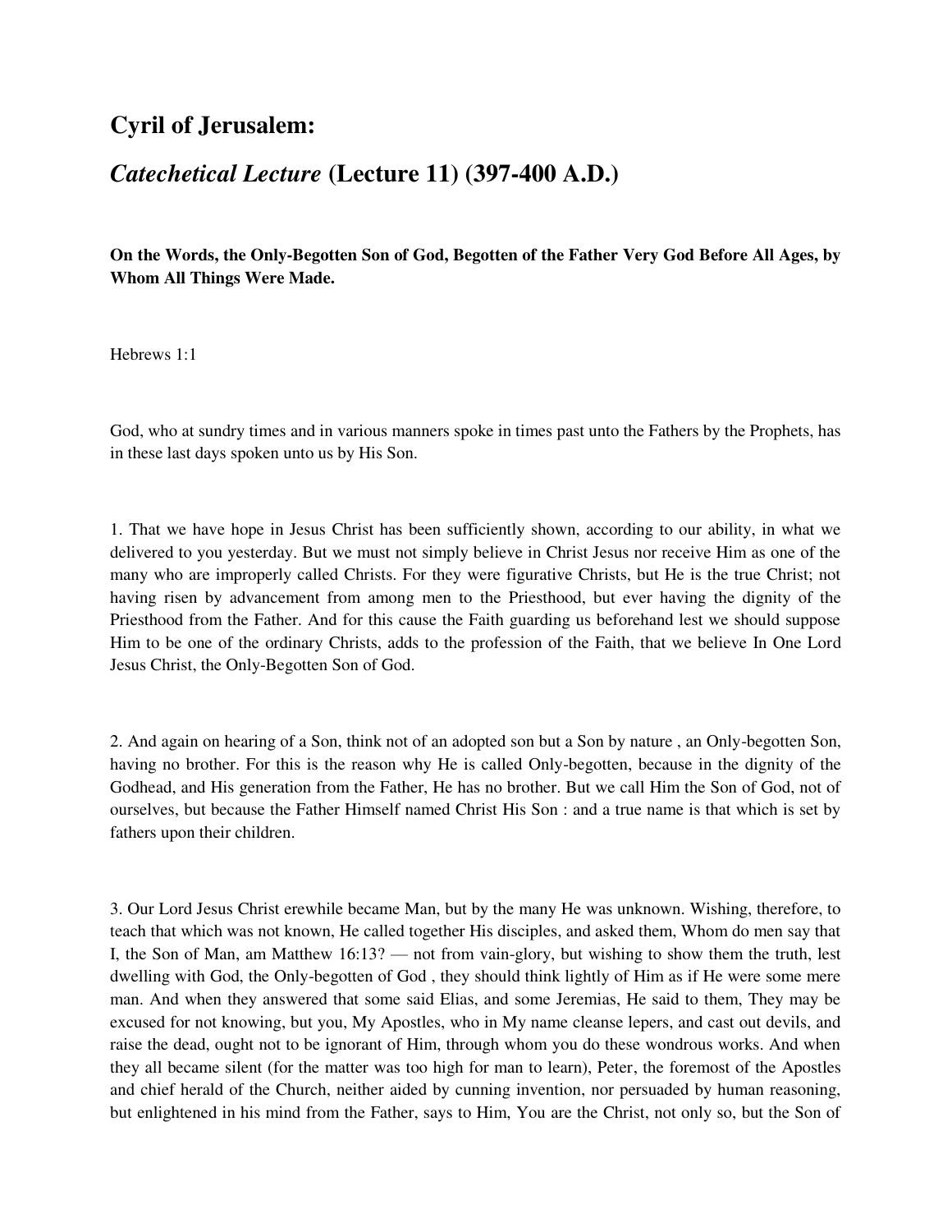## Cyril of Jerusalem:

## *Catechetical Lecture* (Lecture 11) (397-400 A.D.)

**On the Words, the Only-Begotten Son of God, Begotten of the Father Very God Before All Ages, by Whom All Things Were Made.**

Hebrews 1:1

God, who at sundry times and in various manners spoke in times past unto the Fathers by the Prophets, has in these last days spoken unto us by His Son.

1. That we have hope in Jesus Christ has been sufficiently shown, according to our ability, in what we delivered to you yesterday. But we must not simply believe in Christ Jesus nor receive Him as one of the many who are improperly called Christs. For they were figurative Christs, but He is the true Christ; not having risen by advancement from among men to the Priesthood, but ever having the dignity of the Priesthood from the Father. And for this cause the Faith guarding us beforehand lest we should suppose Him to be one of the ordinary Christs, adds to the profession of the Faith, that we believe In One Lord Jesus Christ, the Only-Begotten Son of God.

2. And again on hearing of a Son, think not of an adopted son but a Son by nature , an Only-begotten Son, having no brother. For this is the reason why He is called Only-begotten, because in the dignity of the Godhead, and His generation from the Father, He has no brother. But we call Him the Son of God, not of ourselves, but because the Father Himself named Christ His Son : and a true name is that which is set by fathers upon their children.

3. Our Lord Jesus Christ erewhile became Man, but by the many He was unknown. Wishing, therefore, to teach that which was not known, He called together His disciples, and asked them, Whom do men say that I, the Son of Man, am Matthew 16:13? — not from vain-glory, but wishing to show them the truth, lest dwelling with God, the Only-begotten of God , they should think lightly of Him as if He were some mere man. And when they answered that some said Elias, and some Jeremias, He said to them, They may be excused for not knowing, but you, My Apostles, who in My name cleanse lepers, and cast out devils, and raise the dead, ought not to be ignorant of Him, through whom you do these wondrous works. And when they all became silent (for the matter was too high for man to learn), Peter, the foremost of the Apostles and chief herald of the Church, neither aided by cunning invention, nor persuaded by human reasoning, but enlightened in his mind from the Father, says to Him, You are the Christ, not only so, but the Son of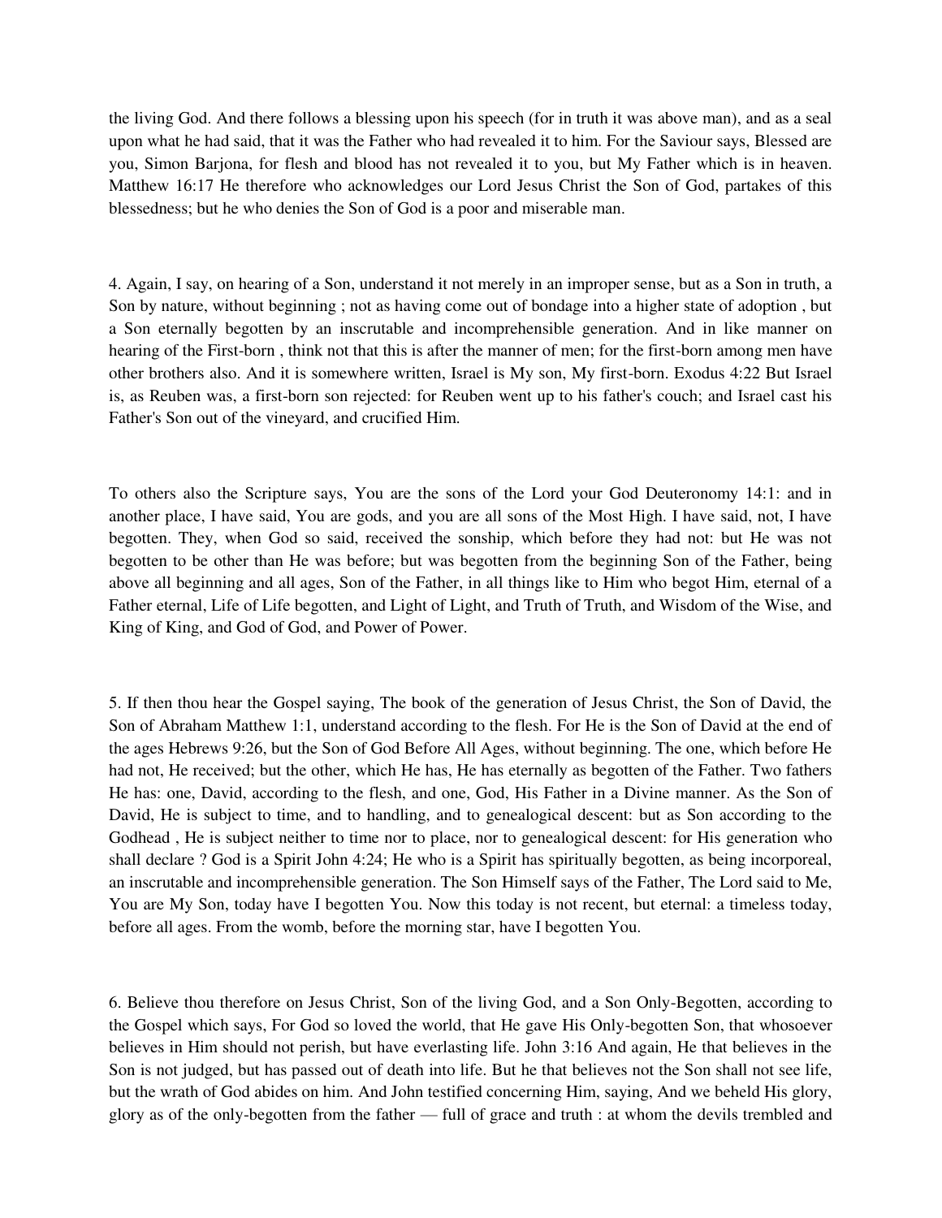the living God. And there follows a blessing upon his speech (for in truth it was above man), and as a seal upon what he had said, that it was the Father who had revealed it to him. For the Saviour says, Blessed are you, Simon Barjona, for flesh and blood has not revealed it to you, but My Father which is in heaven. Matthew 16:17 He therefore who acknowledges our Lord Jesus Christ the Son of God, partakes of this blessedness; but he who denies the Son of God is a poor and miserable man.

4. Again, I say, on hearing of a Son, understand it not merely in an improper sense, but as a Son in truth, a Son by nature, without beginning ; not as having come out of bondage into a higher state of adoption , but a Son eternally begotten by an inscrutable and incomprehensible generation. And in like manner on hearing of the First-born , think not that this is after the manner of men; for the first-born among men have other brothers also. And it is somewhere written, Israel is My son, My first-born. Exodus 4:22 But Israel is, as Reuben was, a first-born son rejected: for Reuben went up to his father's couch; and Israel cast his Father's Son out of the vineyard, and crucified Him.

To others also the Scripture says, You are the sons of the Lord your God Deuteronomy 14:1: and in another place, I have said, You are gods, and you are all sons of the Most High. I have said, not, I have begotten. They, when God so said, received the sonship, which before they had not: but He was not begotten to be other than He was before; but was begotten from the beginning Son of the Father, being above all beginning and all ages, Son of the Father, in all things like to Him who begot Him, eternal of a Father eternal, Life of Life begotten, and Light of Light, and Truth of Truth, and Wisdom of the Wise, and King of King, and God of God, and Power of Power.

5. If then thou hear the Gospel saying, The book of the generation of Jesus Christ, the Son of David, the Son of Abraham Matthew 1:1, understand according to the flesh. For He is the Son of David at the end of the ages Hebrews 9:26, but the Son of God Before All Ages, without beginning. The one, which before He had not, He received; but the other, which He has, He has eternally as begotten of the Father. Two fathers He has: one, David, according to the flesh, and one, God, His Father in a Divine manner. As the Son of David, He is subject to time, and to handling, and to genealogical descent: but as Son according to the Godhead , He is subject neither to time nor to place, nor to genealogical descent: for His generation who shall declare ? God is a Spirit John 4:24; He who is a Spirit has spiritually begotten, as being incorporeal, an inscrutable and incomprehensible generation. The Son Himself says of the Father, The Lord said to Me, You are My Son, today have I begotten You. Now this today is not recent, but eternal: a timeless today, before all ages. From the womb, before the morning star, have I begotten You.

6. Believe thou therefore on Jesus Christ, Son of the living God, and a Son Only-Begotten, according to the Gospel which says, For God so loved the world, that He gave His Only-begotten Son, that whosoever believes in Him should not perish, but have everlasting life. John 3:16 And again, He that believes in the Son is not judged, but has passed out of death into life. But he that believes not the Son shall not see life, but the wrath of God abides on him. And John testified concerning Him, saying, And we beheld His glory, glory as of the only-begotten from the father — full of grace and truth : at whom the devils trembled and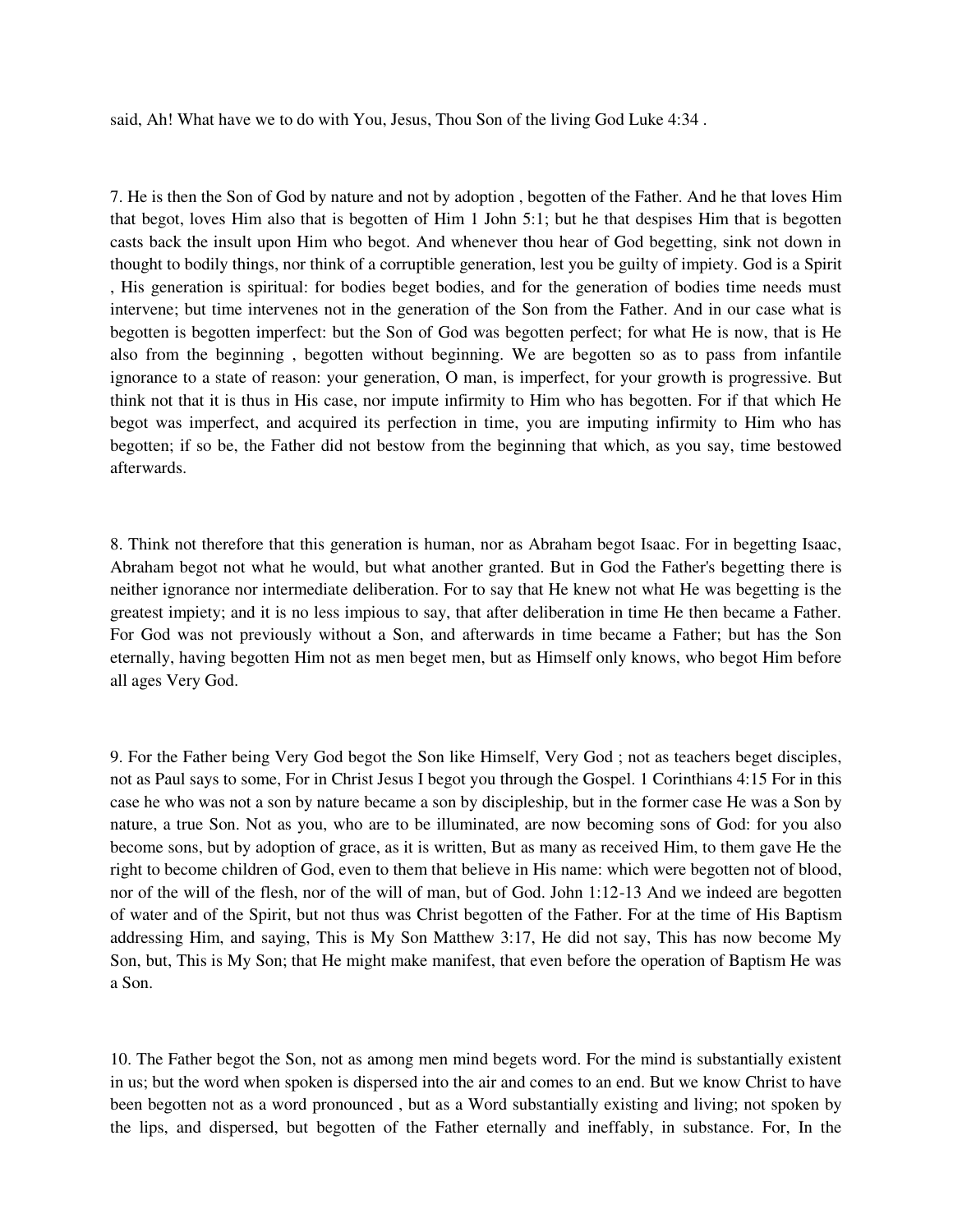said, Ah! What have we to do with You, Jesus, Thou Son of the living God Luke 4:34 .

7. He is then the Son of God by nature and not by adoption , begotten of the Father. And he that loves Him that begot, loves Him also that is begotten of Him 1 John 5:1; but he that despises Him that is begotten casts back the insult upon Him who begot. And whenever thou hear of God begetting, sink not down in thought to bodily things, nor think of a corruptible generation, lest you be guilty of impiety. God is a Spirit , His generation is spiritual: for bodies beget bodies, and for the generation of bodies time needs must intervene; but time intervenes not in the generation of the Son from the Father. And in our case what is begotten is begotten imperfect: but the Son of God was begotten perfect; for what He is now, that is He also from the beginning , begotten without beginning. We are begotten so as to pass from infantile ignorance to a state of reason: your generation, O man, is imperfect, for your growth is progressive. But think not that it is thus in His case, nor impute infirmity to Him who has begotten. For if that which He begot was imperfect, and acquired its perfection in time, you are imputing infirmity to Him who has begotten; if so be, the Father did not bestow from the beginning that which, as you say, time bestowed afterwards.

8. Think not therefore that this generation is human, nor as Abraham begot Isaac. For in begetting Isaac, Abraham begot not what he would, but what another granted. But in God the Father's begetting there is neither ignorance nor intermediate deliberation. For to say that He knew not what He was begetting is the greatest impiety; and it is no less impious to say, that after deliberation in time He then became a Father. For God was not previously without a Son, and afterwards in time became a Father; but has the Son eternally, having begotten Him not as men beget men, but as Himself only knows, who begot Him before all ages Very God.

9. For the Father being Very God begot the Son like Himself, Very God ; not as teachers beget disciples, not as Paul says to some, For in Christ Jesus I begot you through the Gospel. 1 Corinthians 4:15 For in this case he who was not a son by nature became a son by discipleship, but in the former case He was a Son by nature, a true Son. Not as you, who are to be illuminated, are now becoming sons of God: for you also become sons, but by adoption of grace, as it is written, But as many as received Him, to them gave He the right to become children of God, even to them that believe in His name: which were begotten not of blood, nor of the will of the flesh, nor of the will of man, but of God. John 1:12-13 And we indeed are begotten of water and of the Spirit, but not thus was Christ begotten of the Father. For at the time of His Baptism addressing Him, and saying, This is My Son Matthew 3:17, He did not say, This has now become My Son, but, This is My Son; that He might make manifest, that even before the operation of Baptism He was a Son.

10. The Father begot the Son, not as among men mind begets word. For the mind is substantially existent in us; but the word when spoken is dispersed into the air and comes to an end. But we know Christ to have been begotten not as a word pronounced , but as a Word substantially existing and living; not spoken by the lips, and dispersed, but begotten of the Father eternally and ineffably, in substance. For, In the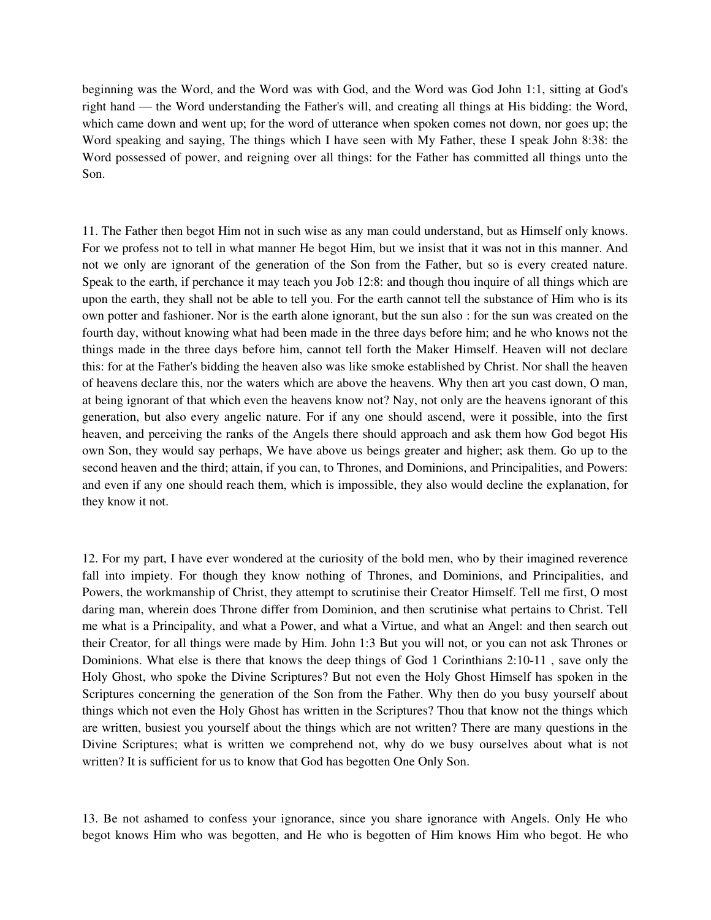beginning was the Word, and the Word was with God, and the Word was God John 1:1, sitting at God's right hand — the Word understanding the Father's will, and creating all things at His bidding: the Word, which came down and went up; for the word of utterance when spoken comes not down, nor goes up; the Word speaking and saying, The things which I have seen with My Father, these I speak John 8:38: the Word possessed of power, and reigning over all things: for the Father has committed all things unto the Son.

11. The Father then begot Him not in such wise as any man could understand, but as Himself only knows. For we profess not to tell in what manner He begot Him, but we insist that it was not in this manner. And not we only are ignorant of the generation of the Son from the Father, but so is every created nature. Speak to the earth, if perchance it may teach you Job 12:8: and though thou inquire of all things which are upon the earth, they shall not be able to tell you. For the earth cannot tell the substance of Him who is its own potter and fashioner. Nor is the earth alone ignorant, but the sun also : for the sun was created on the fourth day, without knowing what had been made in the three days before him; and he who knows not the things made in the three days before him, cannot tell forth the Maker Himself. Heaven will not declare this: for at the Father's bidding the heaven also was like smoke established by Christ. Nor shall the heaven of heavens declare this, nor the waters which are above the heavens. Why then art you cast down, O man, at being ignorant of that which even the heavens know not? Nay, not only are the heavens ignorant of this generation, but also every angelic nature. For if any one should ascend, were it possible, into the first heaven, and perceiving the ranks of the Angels there should approach and ask them how God begot His own Son, they would say perhaps, We have above us beings greater and higher; ask them. Go up to the second heaven and the third; attain, if you can, to Thrones, and Dominions, and Principalities, and Powers: and even if any one should reach them, which is impossible, they also would decline the explanation, for they know it not.

12. For my part, I have ever wondered at the curiosity of the bold men, who by their imagined reverence fall into impiety. For though they know nothing of Thrones, and Dominions, and Principalities, and Powers, the workmanship of Christ, they attempt to scrutinise their Creator Himself. Tell me first, O most daring man, wherein does Throne differ from Dominion, and then scrutinise what pertains to Christ. Tell me what is a Principality, and what a Power, and what a Virtue, and what an Angel: and then search out their Creator, for all things were made by Him. John 1:3 But you will not, or you can not ask Thrones or Dominions. What else is there that knows the deep things of God 1 Corinthians 2:10-11 , save only the Holy Ghost, who spoke the Divine Scriptures? But not even the Holy Ghost Himself has spoken in the Scriptures concerning the generation of the Son from the Father. Why then do you busy yourself about things which not even the Holy Ghost has written in the Scriptures? Thou that know not the things which are written, busiest you yourself about the things which are not written? There are many questions in the Divine Scriptures; what is written we comprehend not, why do we busy ourselves about what is not written? It is sufficient for us to know that God has begotten One Only Son.

13. Be not ashamed to confess your ignorance, since you share ignorance with Angels. Only He who begot knows Him who was begotten, and He who is begotten of Him knows Him who begot. He who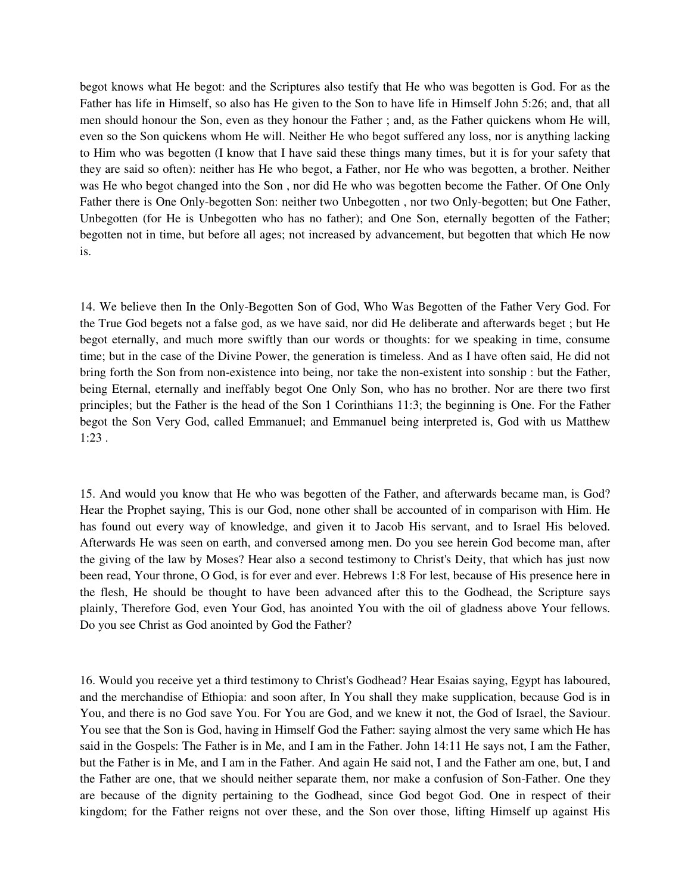begot knows what He begot: and the Scriptures also testify that He who was begotten is God. For as the Father has life in Himself, so also has He given to the Son to have life in Himself John 5:26; and, that all men should honour the Son, even as they honour the Father ; and, as the Father quickens whom He will, even so the Son quickens whom He will. Neither He who begot suffered any loss, nor is anything lacking to Him who was begotten (I know that I have said these things many times, but it is for your safety that they are said so often): neither has He who begot, a Father, nor He who was begotten, a brother. Neither was He who begot changed into the Son , nor did He who was begotten become the Father. Of One Only Father there is One Only-begotten Son: neither two Unbegotten , nor two Only-begotten; but One Father, Unbegotten (for He is Unbegotten who has no father); and One Son, eternally begotten of the Father; begotten not in time, but before all ages; not increased by advancement, but begotten that which He now is.

14. We believe then In the Only-Begotten Son of God, Who Was Begotten of the Father Very God. For the True God begets not a false god, as we have said, nor did He deliberate and afterwards beget ; but He begot eternally, and much more swiftly than our words or thoughts: for we speaking in time, consume time; but in the case of the Divine Power, the generation is timeless. And as I have often said, He did not bring forth the Son from non-existence into being, nor take the non-existent into sonship : but the Father, being Eternal, eternally and ineffably begot One Only Son, who has no brother. Nor are there two first principles; but the Father is the head of the Son 1 Corinthians 11:3; the beginning is One. For the Father begot the Son Very God, called Emmanuel; and Emmanuel being interpreted is, God with us Matthew 1:23 .

15. And would you know that He who was begotten of the Father, and afterwards became man, is God? Hear the Prophet saying, This is our God, none other shall be accounted of in comparison with Him. He has found out every way of knowledge, and given it to Jacob His servant, and to Israel His beloved. Afterwards He was seen on earth, and conversed among men. Do you see herein God become man, after the giving of the law by Moses? Hear also a second testimony to Christ's Deity, that which has just now been read, Your throne, O God, is for ever and ever. Hebrews 1:8 For lest, because of His presence here in the flesh, He should be thought to have been advanced after this to the Godhead, the Scripture says plainly, Therefore God, even Your God, has anointed You with the oil of gladness above Your fellows. Do you see Christ as God anointed by God the Father?

16. Would you receive yet a third testimony to Christ's Godhead? Hear Esaias saying, Egypt has laboured, and the merchandise of Ethiopia: and soon after, In You shall they make supplication, because God is in You, and there is no God save You. For You are God, and we knew it not, the God of Israel, the Saviour. You see that the Son is God, having in Himself God the Father: saying almost the very same which He has said in the Gospels: The Father is in Me, and I am in the Father. John 14:11 He says not, I am the Father, but the Father is in Me, and I am in the Father. And again He said not, I and the Father am one, but, I and the Father are one, that we should neither separate them, nor make a confusion of Son-Father. One they are because of the dignity pertaining to the Godhead, since God begot God. One in respect of their kingdom; for the Father reigns not over these, and the Son over those, lifting Himself up against His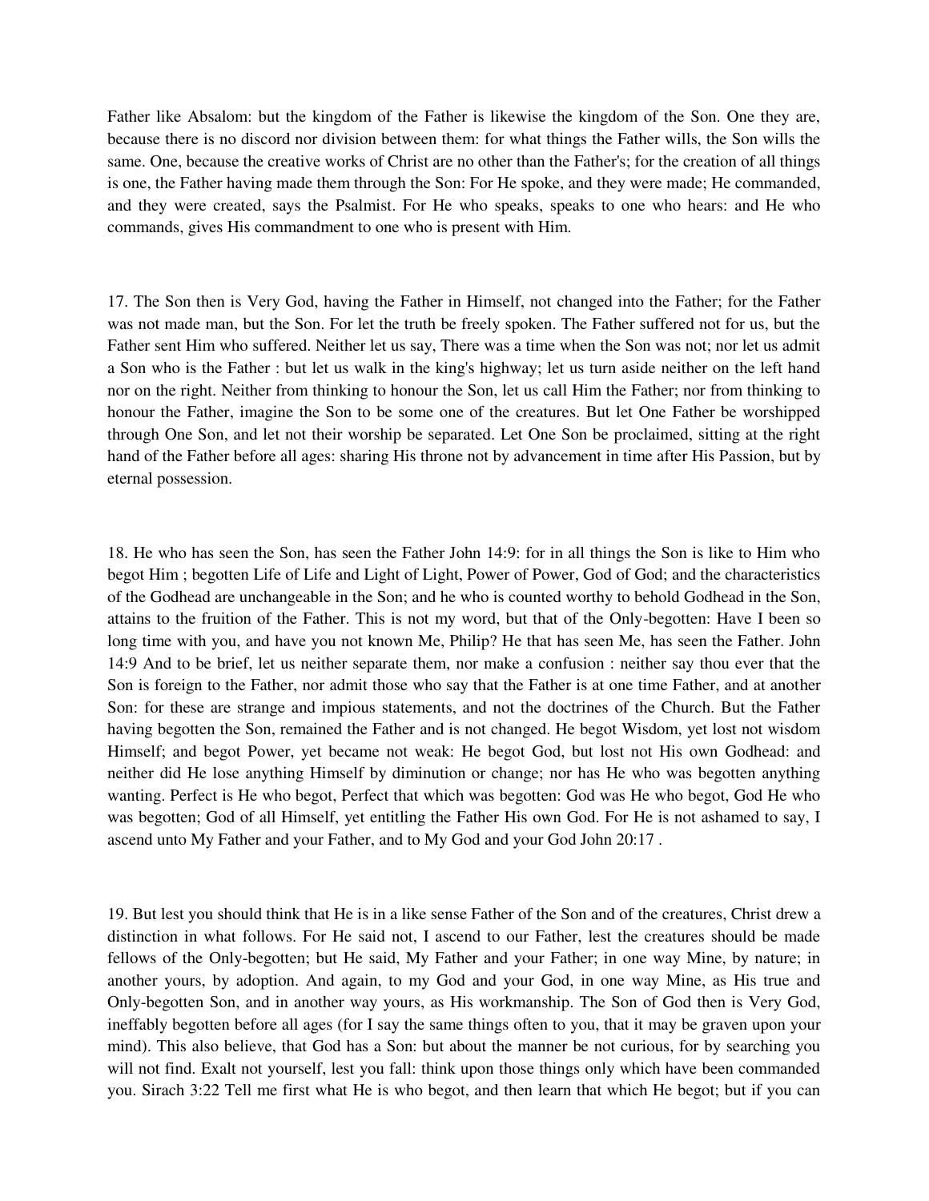Father like Absalom: but the kingdom of the Father is likewise the kingdom of the Son. One they are, because there is no discord nor division between them: for what things the Father wills, the Son wills the same. One, because the creative works of Christ are no other than the Father's; for the creation of all things is one, the Father having made them through the Son: For He spoke, and they were made; He commanded, and they were created, says the Psalmist. For He who speaks, speaks to one who hears: and He who commands, gives His commandment to one who is present with Him.

17. The Son then is Very God, having the Father in Himself, not changed into the Father; for the Father was not made man, but the Son. For let the truth be freely spoken. The Father suffered not for us, but the Father sent Him who suffered. Neither let us say, There was a time when the Son was not; nor let us admit a Son who is the Father : but let us walk in the king's highway; let us turn aside neither on the left hand nor on the right. Neither from thinking to honour the Son, let us call Him the Father; nor from thinking to honour the Father, imagine the Son to be some one of the creatures. But let One Father be worshipped through One Son, and let not their worship be separated. Let One Son be proclaimed, sitting at the right hand of the Father before all ages: sharing His throne not by advancement in time after His Passion, but by eternal possession.

18. He who has seen the Son, has seen the Father John 14:9: for in all things the Son is like to Him who begot Him ; begotten Life of Life and Light of Light, Power of Power, God of God; and the characteristics of the Godhead are unchangeable in the Son; and he who is counted worthy to behold Godhead in the Son, attains to the fruition of the Father. This is not my word, but that of the Only-begotten: Have I been so long time with you, and have you not known Me, Philip? He that has seen Me, has seen the Father. John 14:9 And to be brief, let us neither separate them, nor make a confusion : neither say thou ever that the Son is foreign to the Father, nor admit those who say that the Father is at one time Father, and at another Son: for these are strange and impious statements, and not the doctrines of the Church. But the Father having begotten the Son, remained the Father and is not changed. He begot Wisdom, yet lost not wisdom Himself; and begot Power, yet became not weak: He begot God, but lost not His own Godhead: and neither did He lose anything Himself by diminution or change; nor has He who was begotten anything wanting. Perfect is He who begot, Perfect that which was begotten: God was He who begot, God He who was begotten; God of all Himself, yet entitling the Father His own God. For He is not ashamed to say, I ascend unto My Father and your Father, and to My God and your God John 20:17 .

19. But lest you should think that He is in a like sense Father of the Son and of the creatures, Christ drew a distinction in what follows. For He said not, I ascend to our Father, lest the creatures should be made fellows of the Only-begotten; but He said, My Father and your Father; in one way Mine, by nature; in another yours, by adoption. And again, to my God and your God, in one way Mine, as His true and Only-begotten Son, and in another way yours, as His workmanship. The Son of God then is Very God, ineffably begotten before all ages (for I say the same things often to you, that it may be graven upon your mind). This also believe, that God has a Son: but about the manner be not curious, for by searching you will not find. Exalt not yourself, lest you fall: think upon those things only which have been commanded you. Sirach 3:22 Tell me first what He is who begot, and then learn that which He begot; but if you can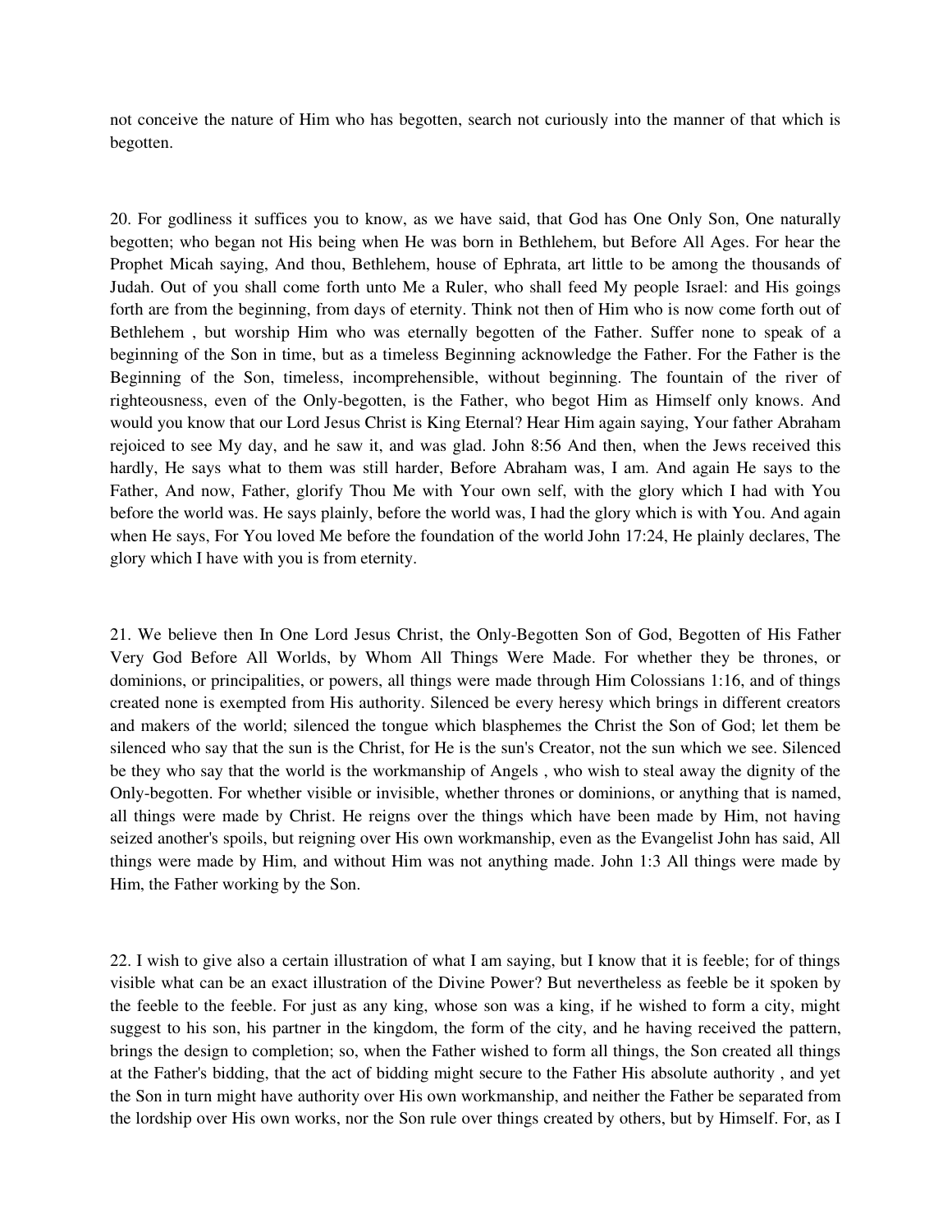not conceive the nature of Him who has begotten, search not curiously into the manner of that which is begotten.

20. For godliness it suffices you to know, as we have said, that God has One Only Son, One naturally begotten; who began not His being when He was born in Bethlehem, but Before All Ages. For hear the Prophet Micah saying, And thou, Bethlehem, house of Ephrata, art little to be among the thousands of Judah. Out of you shall come forth unto Me a Ruler, who shall feed My people Israel: and His goings forth are from the beginning, from days of eternity. Think not then of Him who is now come forth out of Bethlehem , but worship Him who was eternally begotten of the Father. Suffer none to speak of a beginning of the Son in time, but as a timeless Beginning acknowledge the Father. For the Father is the Beginning of the Son, timeless, incomprehensible, without beginning. The fountain of the river of righteousness, even of the Only-begotten, is the Father, who begot Him as Himself only knows. And would you know that our Lord Jesus Christ is King Eternal? Hear Him again saying, Your father Abraham rejoiced to see My day, and he saw it, and was glad. John 8:56 And then, when the Jews received this hardly, He says what to them was still harder, Before Abraham was, I am. And again He says to the Father, And now, Father, glorify Thou Me with Your own self, with the glory which I had with You before the world was. He says plainly, before the world was, I had the glory which is with You. And again when He says, For You loved Me before the foundation of the world John 17:24, He plainly declares, The glory which I have with you is from eternity.

21. We believe then In One Lord Jesus Christ, the Only-Begotten Son of God, Begotten of His Father Very God Before All Worlds, by Whom All Things Were Made. For whether they be thrones, or dominions, or principalities, or powers, all things were made through Him Colossians 1:16, and of things created none is exempted from His authority. Silenced be every heresy which brings in different creators and makers of the world; silenced the tongue which blasphemes the Christ the Son of God; let them be silenced who say that the sun is the Christ, for He is the sun's Creator, not the sun which we see. Silenced be they who say that the world is the workmanship of Angels , who wish to steal away the dignity of the Only-begotten. For whether visible or invisible, whether thrones or dominions, or anything that is named, all things were made by Christ. He reigns over the things which have been made by Him, not having seized another's spoils, but reigning over His own workmanship, even as the Evangelist John has said, All things were made by Him, and without Him was not anything made. John 1:3 All things were made by Him, the Father working by the Son.

22. I wish to give also a certain illustration of what I am saying, but I know that it is feeble; for of things visible what can be an exact illustration of the Divine Power? But nevertheless as feeble be it spoken by the feeble to the feeble. For just as any king, whose son was a king, if he wished to form a city, might suggest to his son, his partner in the kingdom, the form of the city, and he having received the pattern, brings the design to completion; so, when the Father wished to form all things, the Son created all things at the Father's bidding, that the act of bidding might secure to the Father His absolute authority , and yet the Son in turn might have authority over His own workmanship, and neither the Father be separated from the lordship over His own works, nor the Son rule over things created by others, but by Himself. For, as I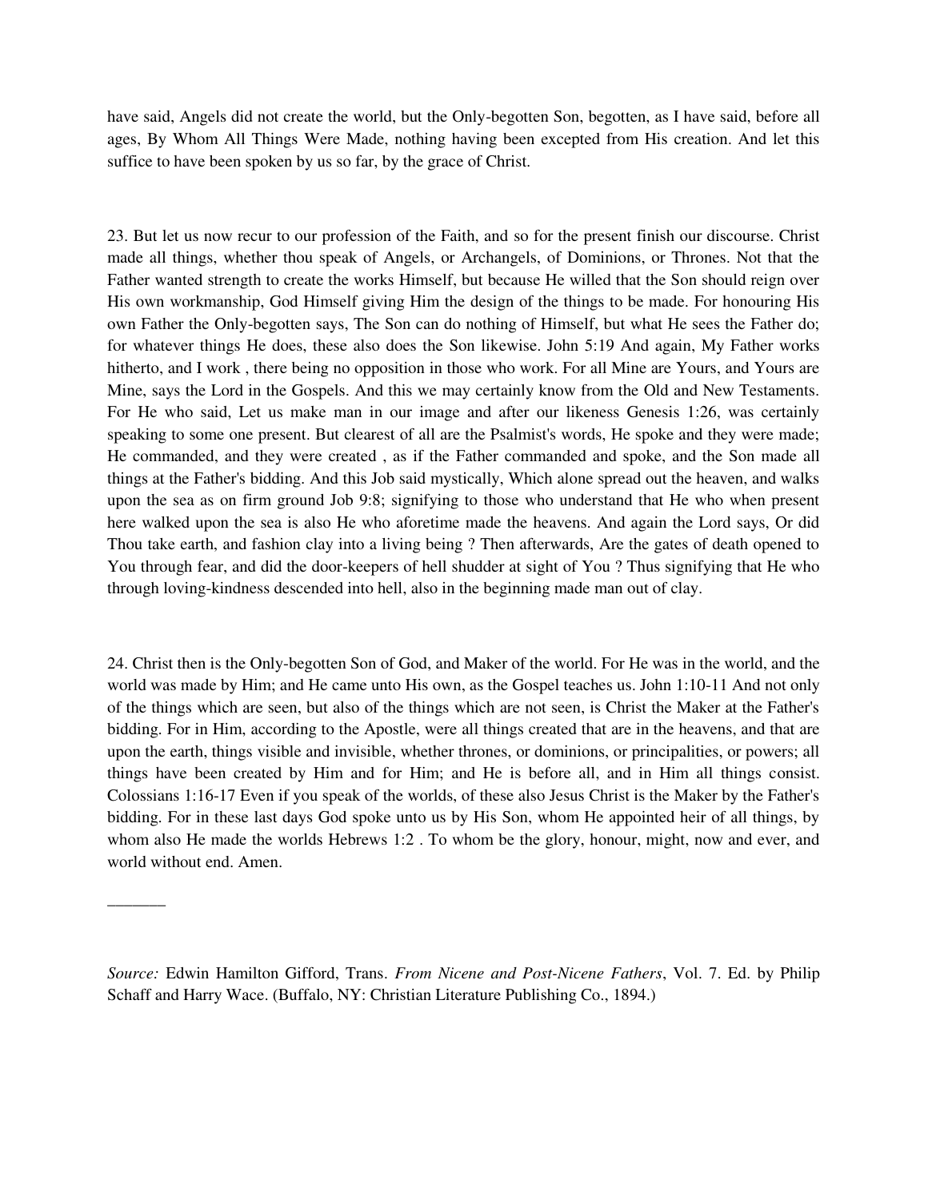have said, Angels did not create the world, but the Only-begotten Son, begotten, as I have said, before all ages, By Whom All Things Were Made, nothing having been excepted from His creation. And let this suffice to have been spoken by us so far, by the grace of Christ.

23. But let us now recur to our profession of the Faith, and so for the present finish our discourse. Christ made all things, whether thou speak of Angels, or Archangels, of Dominions, or Thrones. Not that the Father wanted strength to create the works Himself, but because He willed that the Son should reign over His own workmanship, God Himself giving Him the design of the things to be made. For honouring His own Father the Only-begotten says, The Son can do nothing of Himself, but what He sees the Father do; for whatever things He does, these also does the Son likewise. John 5:19 And again, My Father works hitherto, and I work , there being no opposition in those who work. For all Mine are Yours, and Yours are Mine, says the Lord in the Gospels. And this we may certainly know from the Old and New Testaments. For He who said, Let us make man in our image and after our likeness Genesis 1:26, was certainly speaking to some one present. But clearest of all are the Psalmist's words, He spoke and they were made; He commanded, and they were created , as if the Father commanded and spoke, and the Son made all things at the Father's bidding. And this Job said mystically, Which alone spread out the heaven, and walks upon the sea as on firm ground Job 9:8; signifying to those who understand that He who when present here walked upon the sea is also He who aforetime made the heavens. And again the Lord says, Or did Thou take earth, and fashion clay into a living being ? Then afterwards, Are the gates of death opened to You through fear, and did the door-keepers of hell shudder at sight of You ? Thus signifying that He who through loving-kindness descended into hell, also in the beginning made man out of clay.

24. Christ then is the Only-begotten Son of God, and Maker of the world. For He was in the world, and the world was made by Him; and He came unto His own, as the Gospel teaches us. John 1:10-11 And not only of the things which are seen, but also of the things which are not seen, is Christ the Maker at the Father's bidding. For in Him, according to the Apostle, were all things created that are in the heavens, and that are upon the earth, things visible and invisible, whether thrones, or dominions, or principalities, or powers; all things have been created by Him and for Him; and He is before all, and in Him all things consist. Colossians 1:16-17 Even if you speak of the worlds, of these also Jesus Christ is the Maker by the Father's bidding. For in these last days God spoke unto us by His Son, whom He appointed heir of all things, by whom also He made the worlds Hebrews 1:2 . To whom be the glory, honour, might, now and ever, and world without end. Amen.

_______

*Source:* Edwin Hamilton Gifford, Trans. *From Nicene and Post-Nicene Fathers*, Vol. 7. Ed. by Philip Schaff and Harry Wace. (Buffalo, NY: Christian Literature Publishing Co., 1894.)